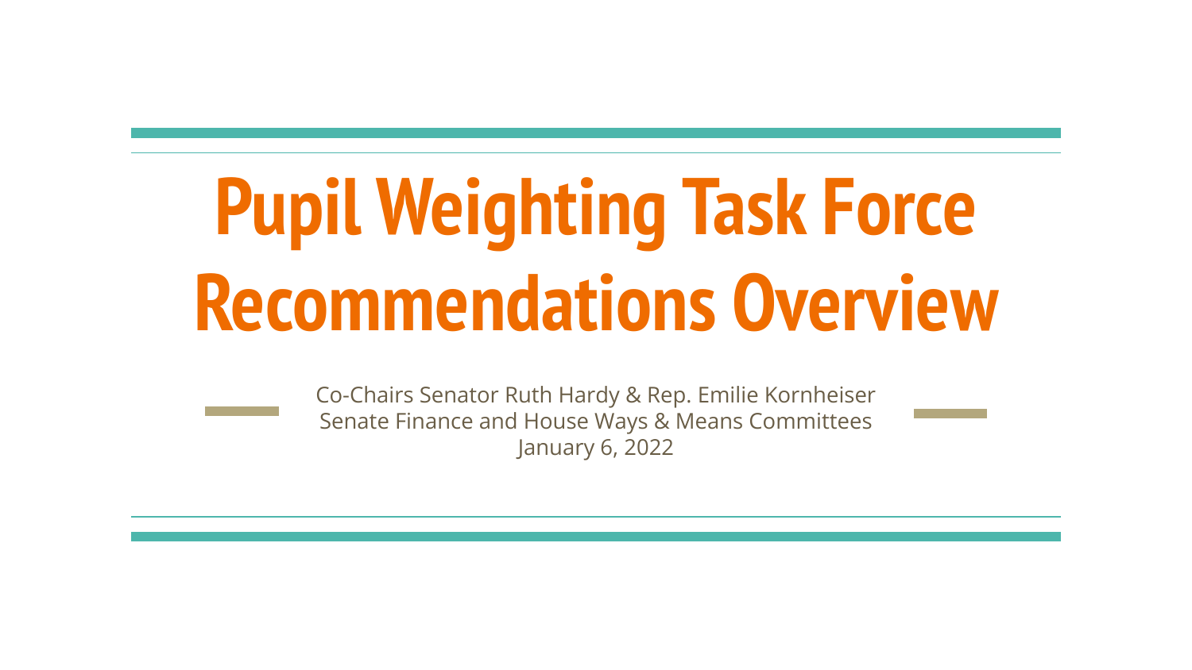# Pupil Weighting Task Force Recommendations Overview

Co-Chairs Senator Ruth Hardy & Rep. Emilie Kornheiser
Senate Finance and House Ways & Means Committees
January 6, 2022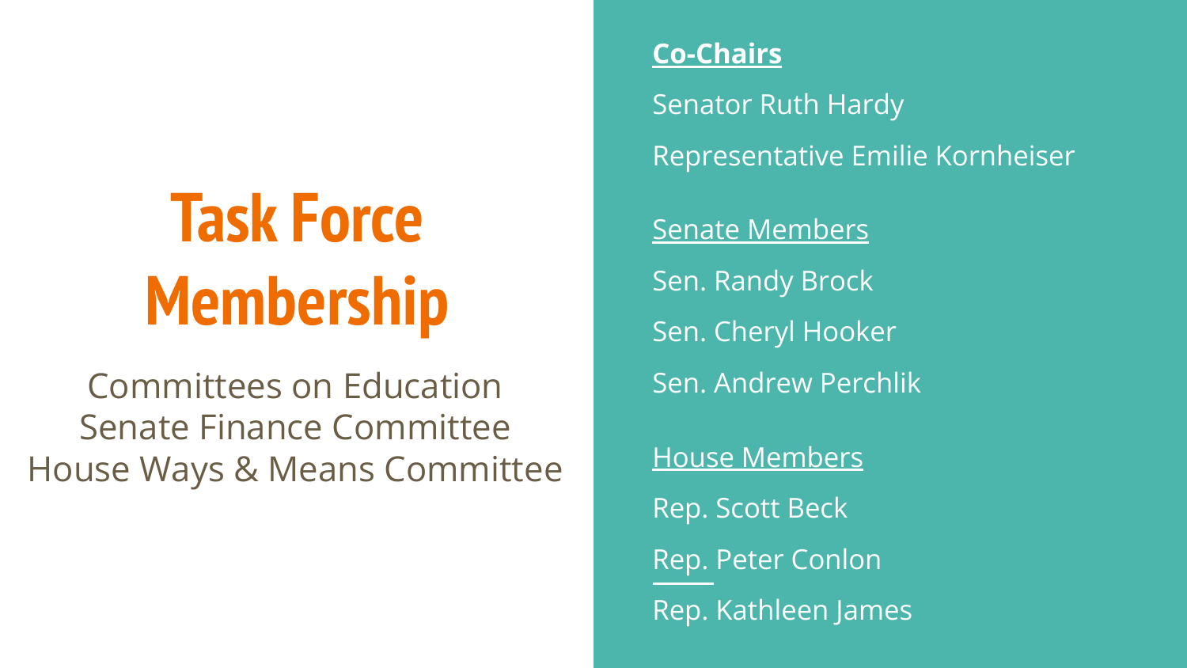# Task Force Membership

Committees on Education
Senate Finance Committee
House Ways & Means Committee

**Co-Chairs**

Senator Ruth Hardy

Representative Emilie Kornheiser

Senate Members

Sen. Randy Brock

Sen. Cheryl Hooker

Sen. Andrew Perchlik

House Members

Rep. Scott Beck

Rep. Peter Conlon

Rep. Kathleen James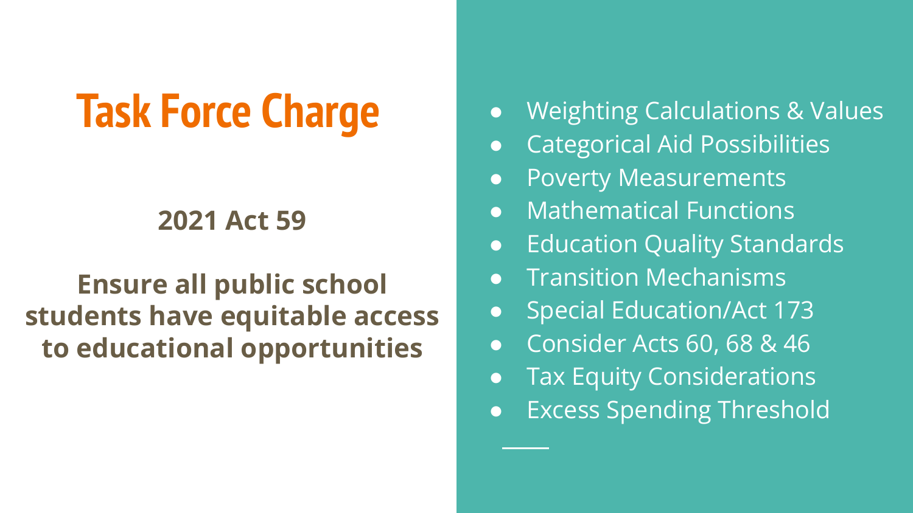# Task Force Charge

**2021 Act 59**

**Ensure all public school students have equitable access to educational opportunities**

- Weighting Calculations & Values
- Categorical Aid Possibilities
- Poverty Measurements
- Mathematical Functions
- Education Quality Standards
- Transition Mechanisms
- Special Education/Act 173
- Consider Acts 60, 68 & 46
- Tax Equity Considerations
- Excess Spending Threshold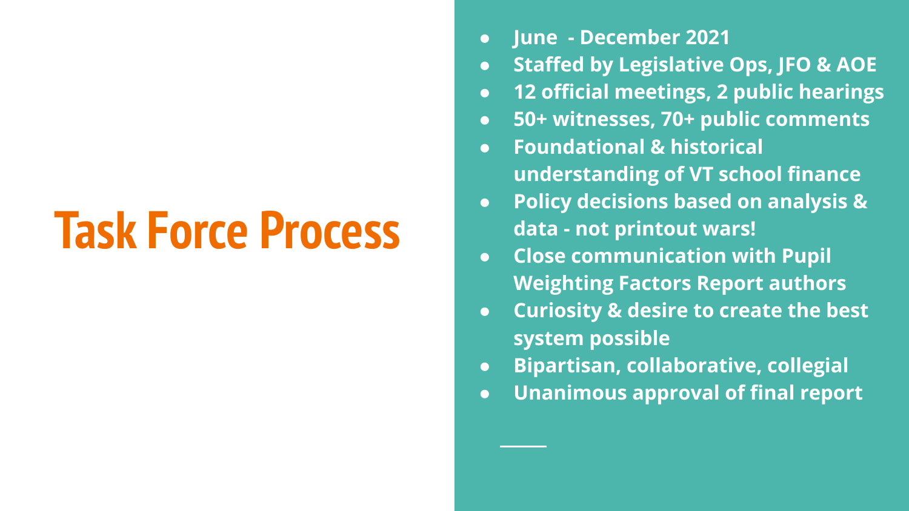# Task Force Process

- June - December 2021
- Staffed by Legislative Ops, JFO & AOE
- 12 official meetings, 2 public hearings
- 50+ witnesses, 70+ public comments
- Foundational & historical understanding of VT school finance
- Policy decisions based on analysis & data - not printout wars!
- Close communication with Pupil Weighting Factors Report authors
- Curiosity & desire to create the best system possible
- Bipartisan, collaborative, collegial
- Unanimous approval of final report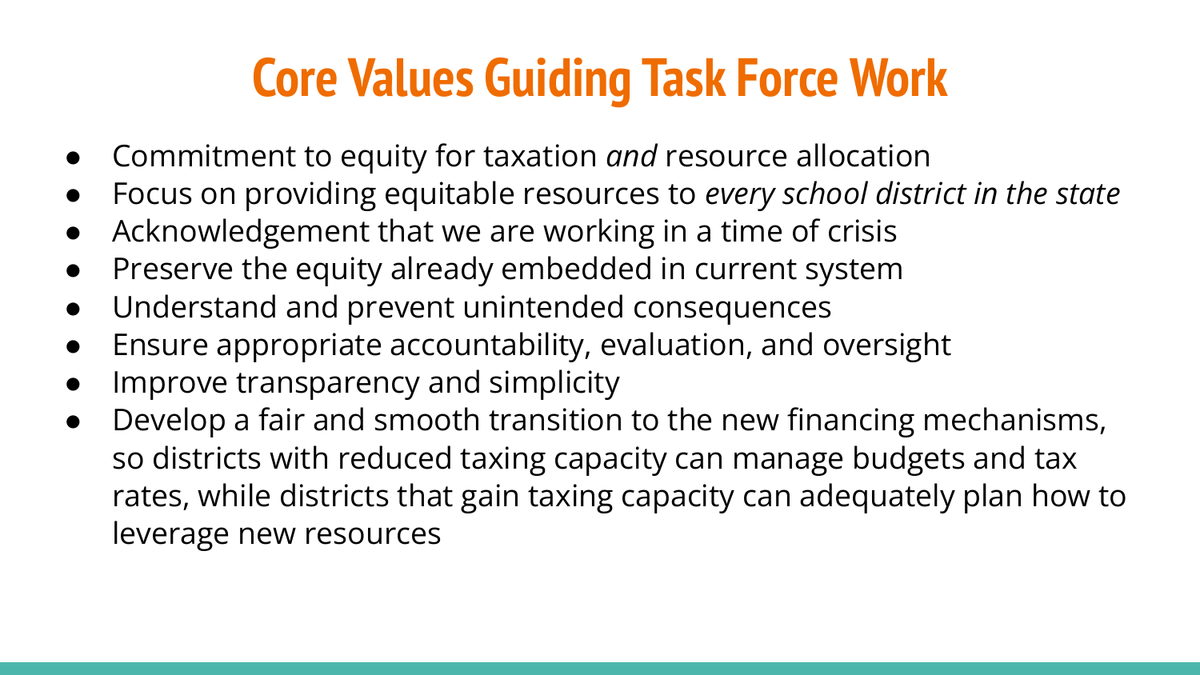# Core Values Guiding Task Force Work

- Commitment to equity for taxation *and* resource allocation
- Focus on providing equitable resources to *every school district in the state*
- Acknowledgement that we are working in a time of crisis
- Preserve the equity already embedded in current system
- Understand and prevent unintended consequences
- Ensure appropriate accountability, evaluation, and oversight
- Improve transparency and simplicity
- Develop a fair and smooth transition to the new financing mechanisms, so districts with reduced taxing capacity can manage budgets and tax rates, while districts that gain taxing capacity can adequately plan how to leverage new resources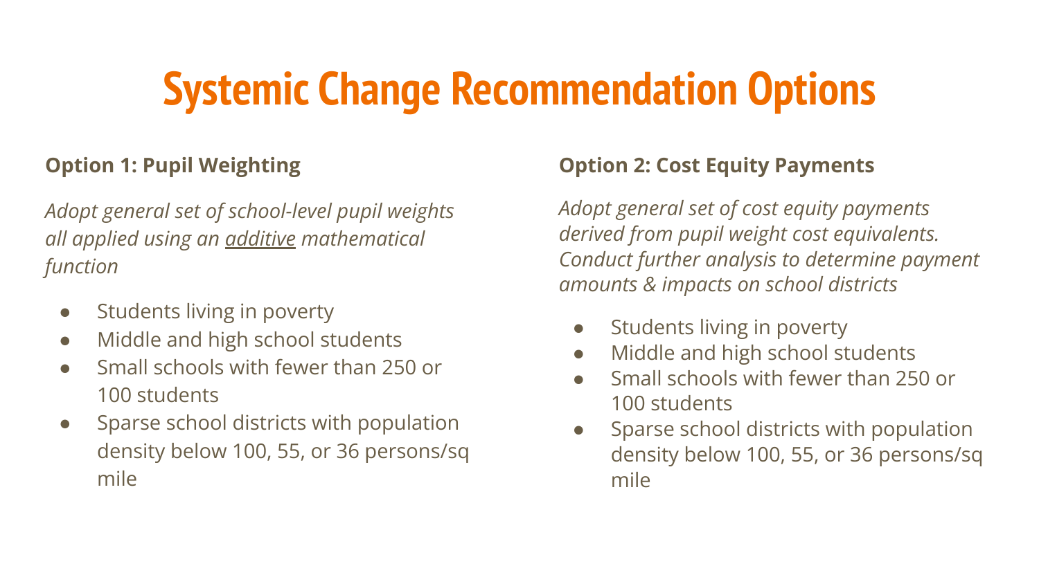# Systemic Change Recommendation Options

### Option 1: Pupil Weighting

*Adopt general set of school-level pupil weights all applied using an <u>additive</u> mathematical function*

- Students living in poverty
- Middle and high school students
- Small schools with fewer than 250 or 100 students
- Sparse school districts with population density below 100, 55, or 36 persons/sq mile

### Option 2: Cost Equity Payments

*Adopt general set of cost equity payments derived from pupil weight cost equivalents. Conduct further analysis to determine payment amounts & impacts on school districts*

- Students living in poverty
- Middle and high school students
- Small schools with fewer than 250 or 100 students
- Sparse school districts with population density below 100, 55, or 36 persons/sq mile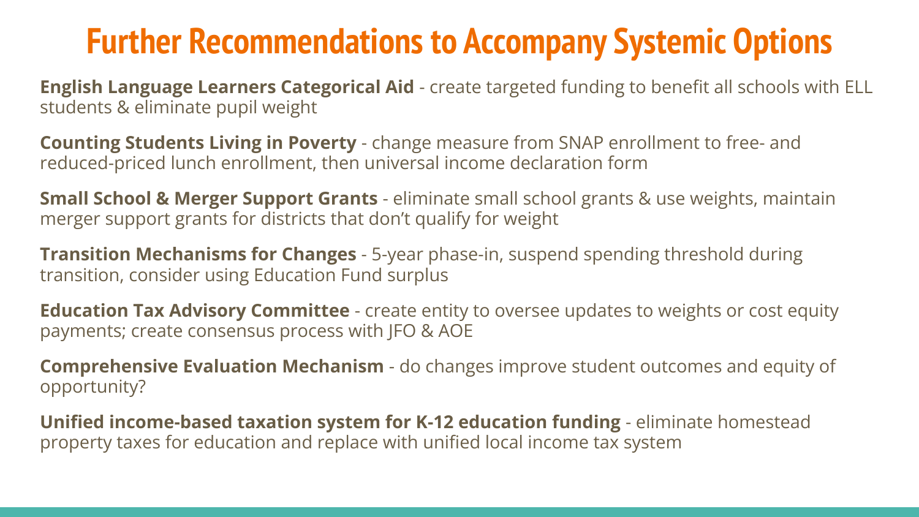# Further Recommendations to Accompany Systemic Options

**English Language Learners Categorical Aid** - create targeted funding to benefit all schools with ELL students & eliminate pupil weight

**Counting Students Living in Poverty** - change measure from SNAP enrollment to free- and reduced-priced lunch enrollment, then universal income declaration form

**Small School & Merger Support Grants** - eliminate small school grants & use weights, maintain merger support grants for districts that don't qualify for weight

**Transition Mechanisms for Changes** - 5-year phase-in, suspend spending threshold during transition, consider using Education Fund surplus

**Education Tax Advisory Committee** - create entity to oversee updates to weights or cost equity payments; create consensus process with JFO & AOE

**Comprehensive Evaluation Mechanism** - do changes improve student outcomes and equity of opportunity?

**Unified income-based taxation system for K-12 education funding** - eliminate homestead property taxes for education and replace with unified local income tax system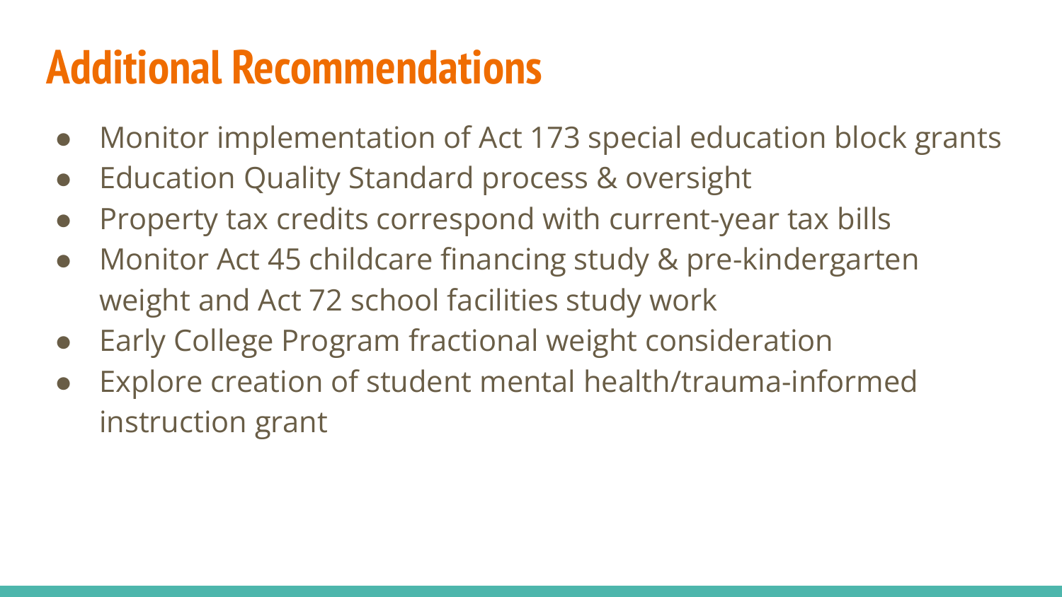# Additional Recommendations

- Monitor implementation of Act 173 special education block grants
- Education Quality Standard process & oversight
- Property tax credits correspond with current-year tax bills
- Monitor Act 45 childcare financing study & pre-kindergarten weight and Act 72 school facilities study work
- Early College Program fractional weight consideration
- Explore creation of student mental health/trauma-informed instruction grant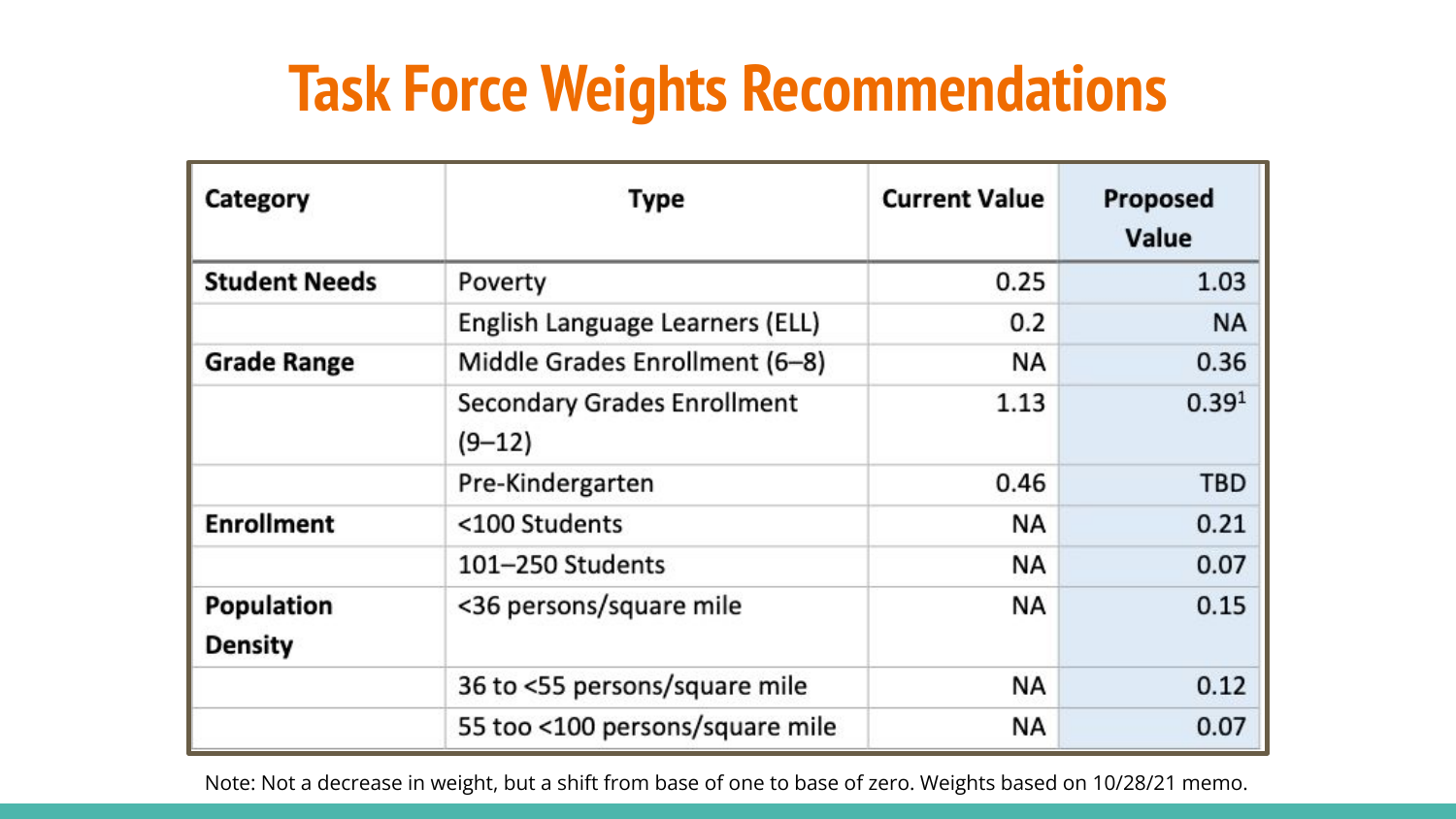# Task Force Weights Recommendations

| Category | Type | Current Value | Proposed Value |
|---|---|---|---|
| **Student Needs** | Poverty | 0.25 | 1.03 |
| | English Language Learners (ELL) | 0.2 | NA |
| **Grade Range** | Middle Grades Enrollment (6–8) | NA | 0.36 |
| | Secondary Grades Enrollment (9–12) | 1.13 | 0.39[1] |
| | Pre-Kindergarten | 0.46 | TBD |
| **Enrollment** | <100 Students | NA | 0.21 |
| | 101–250 Students | NA | 0.07 |
| **Population Density** | <36 persons/square mile | NA | 0.15 |
| | 36 to <55 persons/square mile | NA | 0.12 |
| | 55 too <100 persons/square mile | NA | 0.07 |

Note: Not a decrease in weight, but a shift from base of one to base of zero. Weights based on 10/28/21 memo.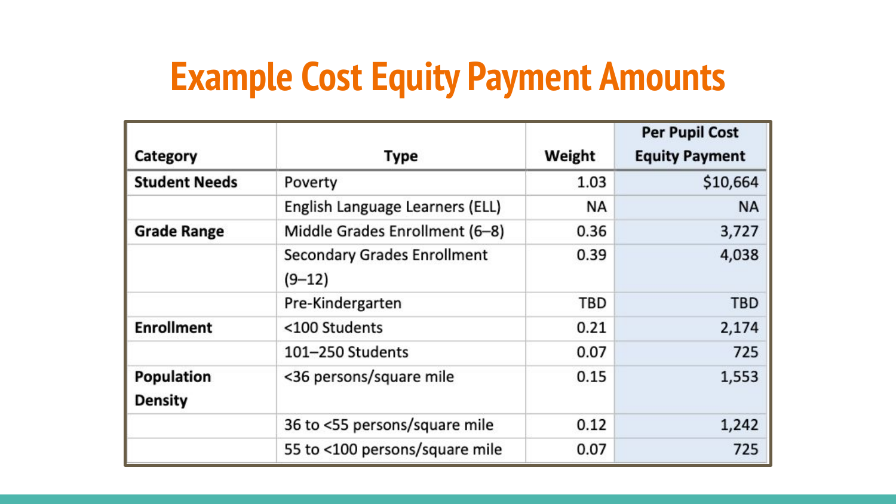# Example Cost Equity Payment Amounts

| Category | Type | Weight | Per Pupil Cost Equity Payment |
| --- | --- | --- | --- |
| **Student Needs** | Poverty | 1.03 | $10,664 |
| | English Language Learners (ELL) | NA | NA |
| **Grade Range** | Middle Grades Enrollment (6–8) | 0.36 | 3,727 |
| | Secondary Grades Enrollment (9–12) | 0.39 | 4,038 |
| | Pre-Kindergarten | TBD | TBD |
| **Enrollment** | <100 Students | 0.21 | 2,174 |
| | 101–250 Students | 0.07 | 725 |
| **Population Density** | <36 persons/square mile | 0.15 | 1,553 |
| | 36 to <55 persons/square mile | 0.12 | 1,242 |
| | 55 to <100 persons/square mile | 0.07 | 725 |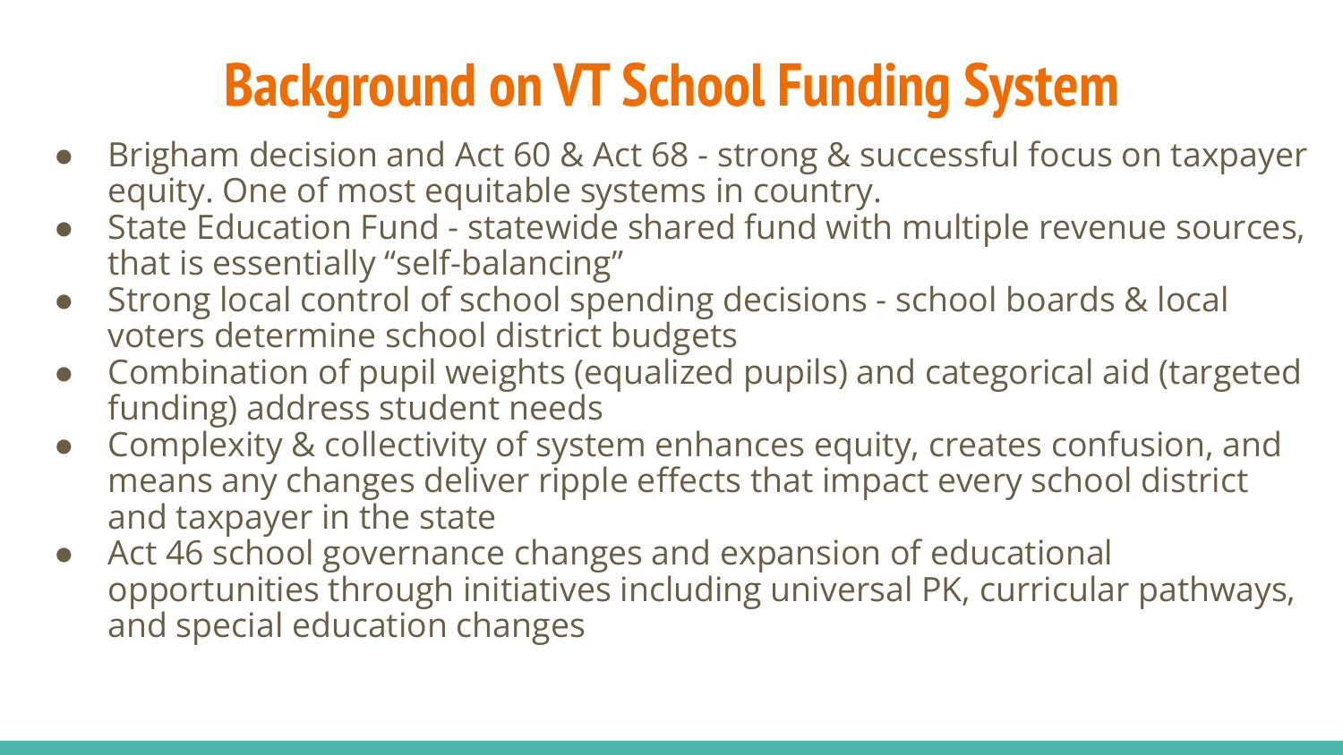# Background on VT School Funding System

- Brigham decision and Act 60 & Act 68 - strong & successful focus on taxpayer equity. One of most equitable systems in country.
- State Education Fund - statewide shared fund with multiple revenue sources, that is essentially “self-balancing”
- Strong local control of school spending decisions - school boards & local voters determine school district budgets
- Combination of pupil weights (equalized pupils) and categorical aid (targeted funding) address student needs
- Complexity & collectivity of system enhances equity, creates confusion, and means any changes deliver ripple effects that impact every school district and taxpayer in the state
- Act 46 school governance changes and expansion of educational opportunities through initiatives including universal PK, curricular pathways, and special education changes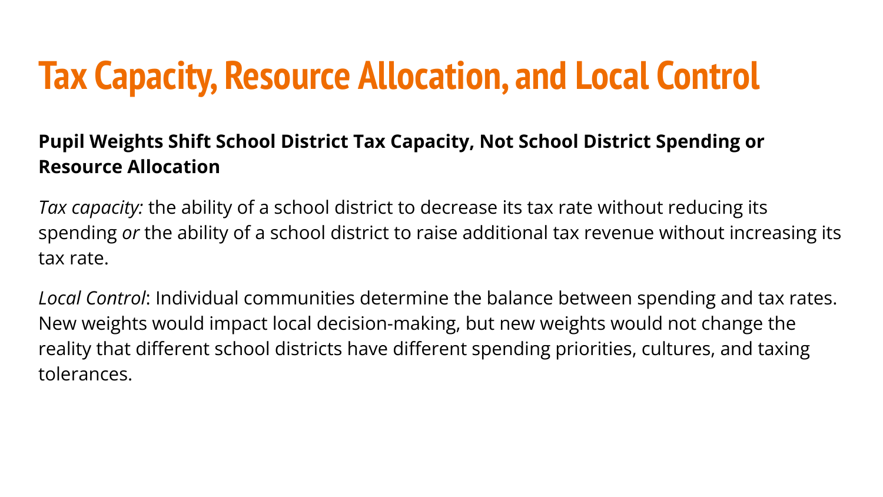# Tax Capacity, Resource Allocation, and Local Control

**Pupil Weights Shift School District Tax Capacity, Not School District Spending or Resource Allocation**

*Tax capacity:* the ability of a school district to decrease its tax rate without reducing its spending *or* the ability of a school district to raise additional tax revenue without increasing its tax rate.

*Local Control*: Individual communities determine the balance between spending and tax rates. New weights would impact local decision-making, but new weights would not change the reality that different school districts have different spending priorities, cultures, and taxing tolerances.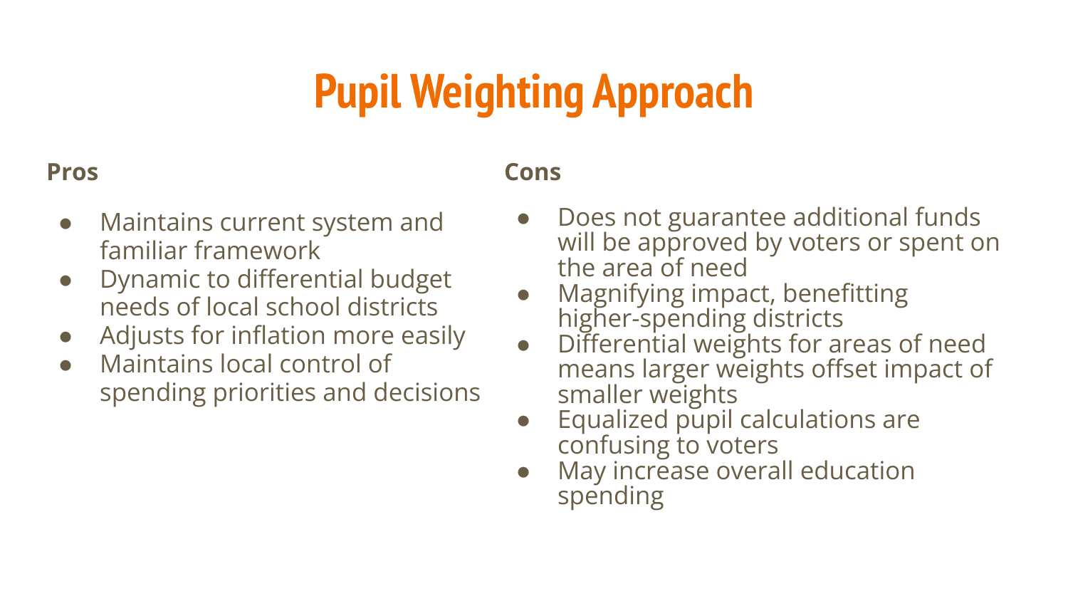# Pupil Weighting Approach

**Pros**

- Maintains current system and familiar framework
- Dynamic to differential budget needs of local school districts
- Adjusts for inflation more easily
- Maintains local control of spending priorities and decisions

**Cons**

- Does not guarantee additional funds will be approved by voters or spent on the area of need
- Magnifying impact, benefitting higher-spending districts
- Differential weights for areas of need means larger weights offset impact of smaller weights
- Equalized pupil calculations are confusing to voters
- May increase overall education spending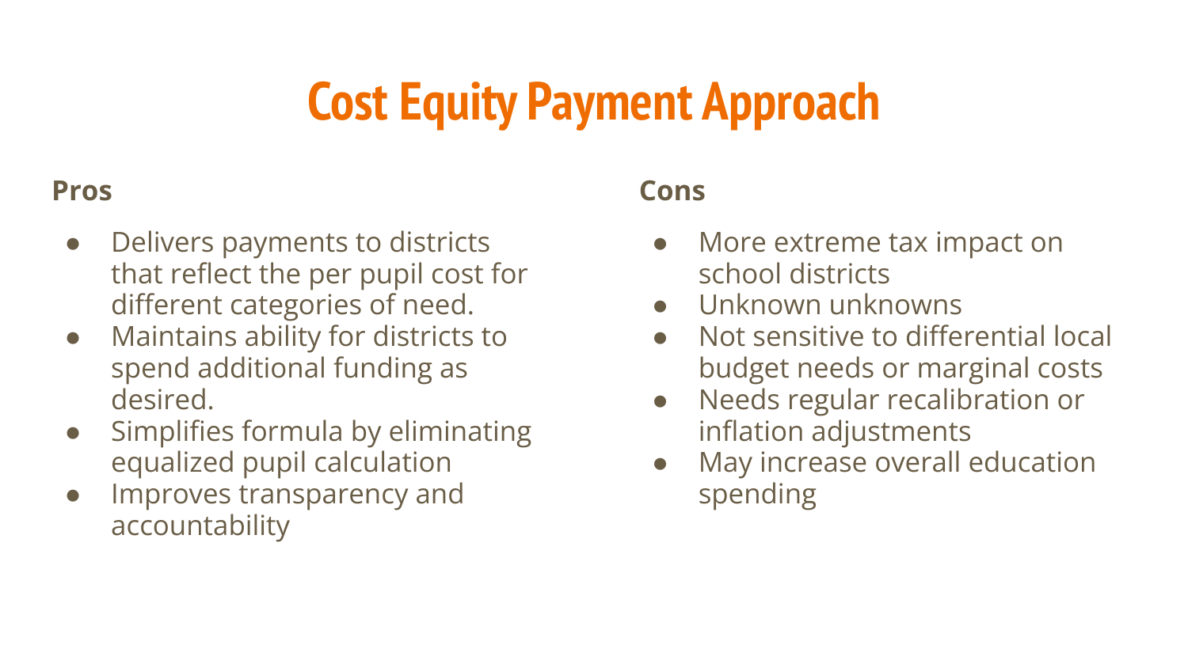# Cost Equity Payment Approach

**Pros**

- Delivers payments to districts that reflect the per pupil cost for different categories of need.
- Maintains ability for districts to spend additional funding as desired.
- Simplifies formula by eliminating equalized pupil calculation
- Improves transparency and accountability

**Cons**

- More extreme tax impact on school districts
- Unknown unknowns
- Not sensitive to differential local budget needs or marginal costs
- Needs regular recalibration or inflation adjustments
- May increase overall education spending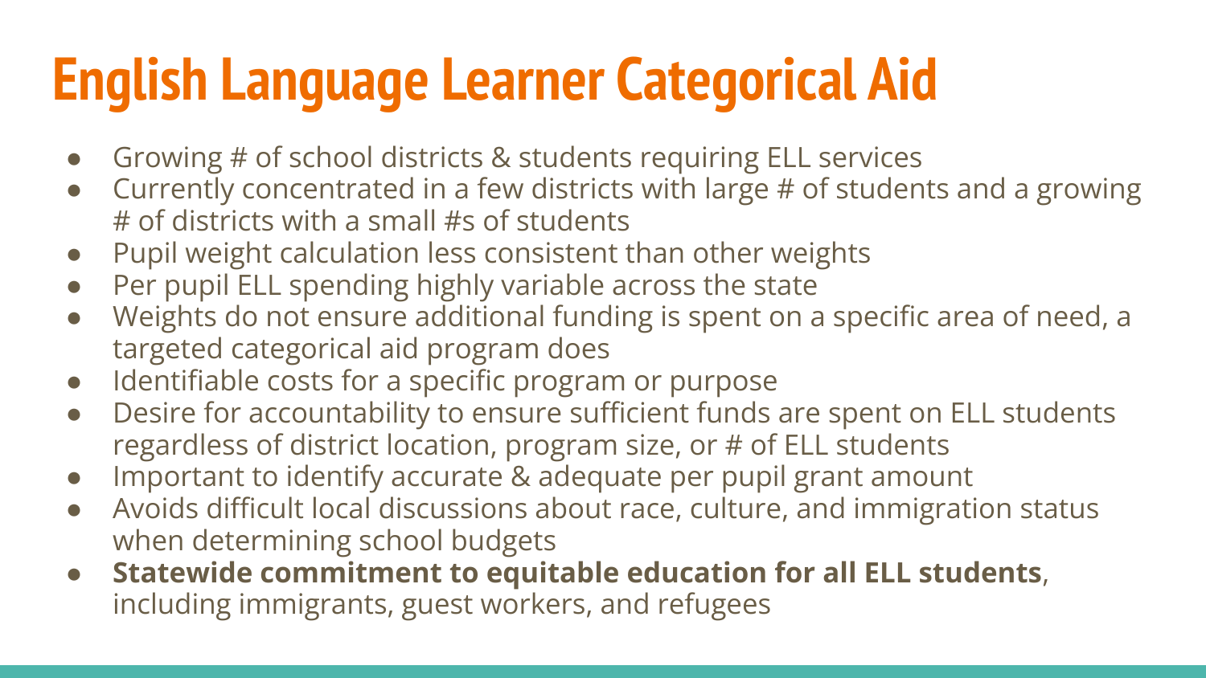# English Language Learner Categorical Aid

- Growing # of school districts & students requiring ELL services
- Currently concentrated in a few districts with large # of students and a growing # of districts with a small #s of students
- Pupil weight calculation less consistent than other weights
- Per pupil ELL spending highly variable across the state
- Weights do not ensure additional funding is spent on a specific area of need, a targeted categorical aid program does
- Identifiable costs for a specific program or purpose
- Desire for accountability to ensure sufficient funds are spent on ELL students regardless of district location, program size, or # of ELL students
- Important to identify accurate & adequate per pupil grant amount
- Avoids difficult local discussions about race, culture, and immigration status when determining school budgets
- **Statewide commitment to equitable education for all ELL students**, including immigrants, guest workers, and refugees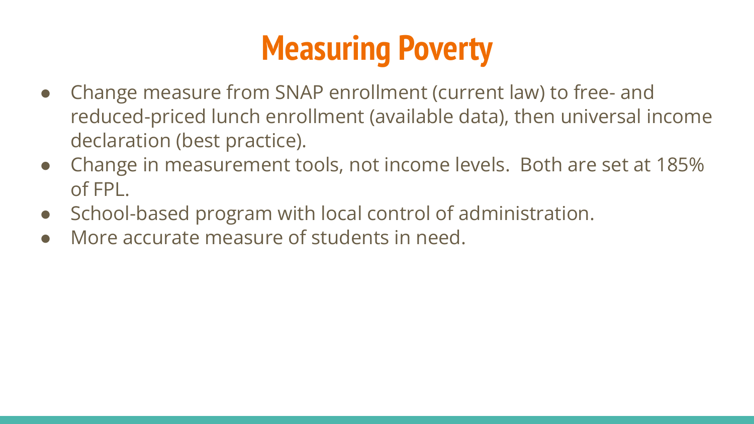# Measuring Poverty

- Change measure from SNAP enrollment (current law) to free- and reduced-priced lunch enrollment (available data), then universal income declaration (best practice).
- Change in measurement tools, not income levels. Both are set at 185% of FPL.
- School-based program with local control of administration.
- More accurate measure of students in need.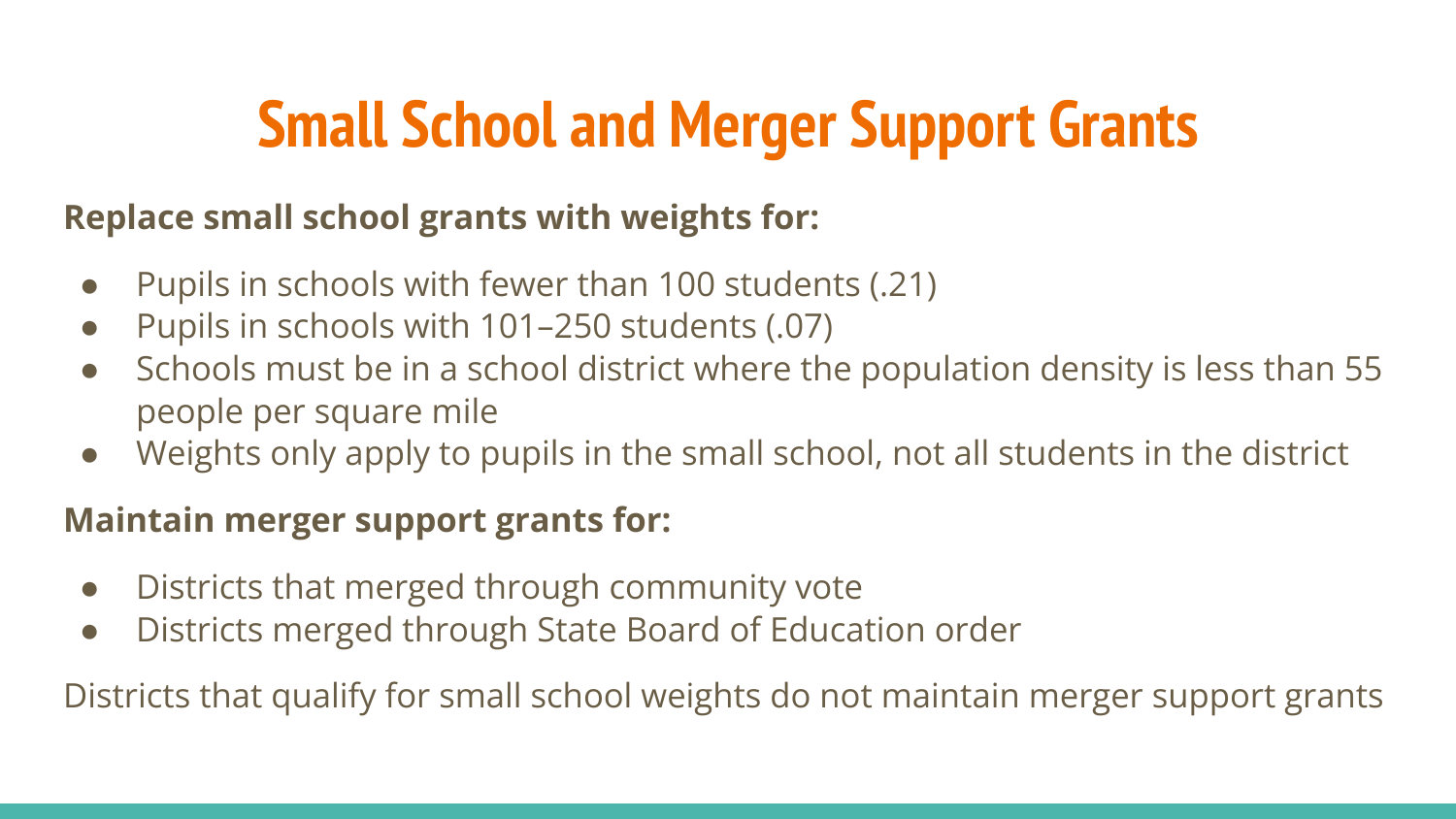# Small School and Merger Support Grants

**Replace small school grants with weights for:**

- Pupils in schools with fewer than 100 students (.21)
- Pupils in schools with 101–250 students (.07)
- Schools must be in a school district where the population density is less than 55 people per square mile
- Weights only apply to pupils in the small school, not all students in the district

**Maintain merger support grants for:**

- Districts that merged through community vote
- Districts merged through State Board of Education order

Districts that qualify for small school weights do not maintain merger support grants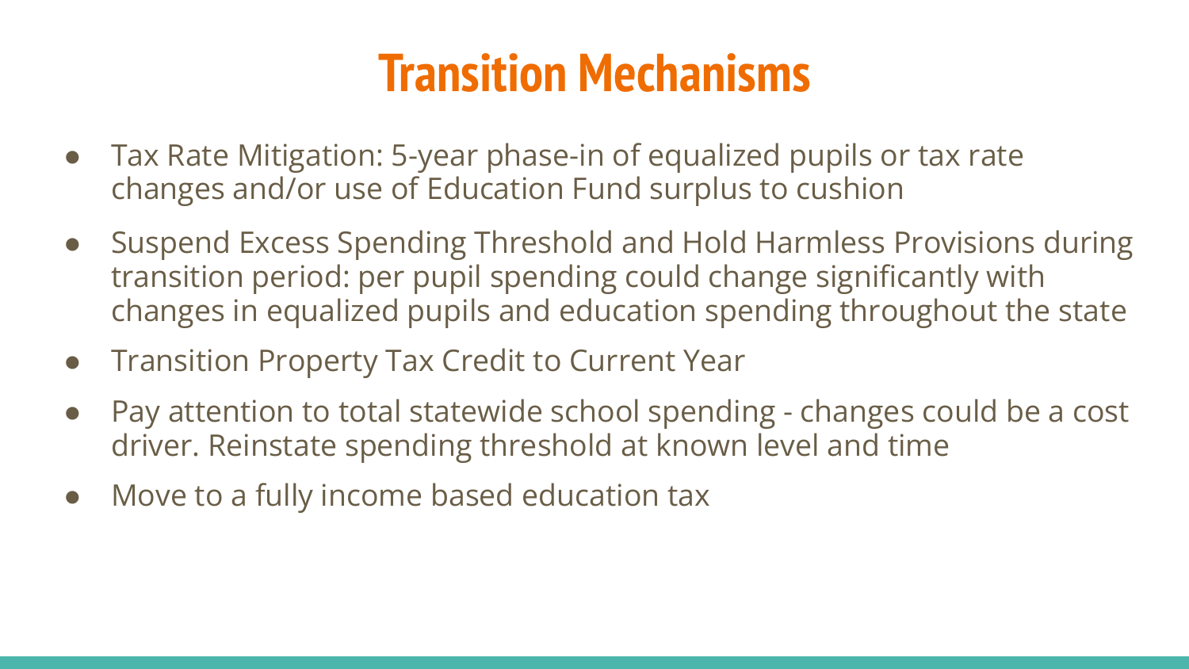# Transition Mechanisms

- Tax Rate Mitigation: 5-year phase-in of equalized pupils or tax rate changes and/or use of Education Fund surplus to cushion
- Suspend Excess Spending Threshold and Hold Harmless Provisions during transition period: per pupil spending could change significantly with changes in equalized pupils and education spending throughout the state
- Transition Property Tax Credit to Current Year
- Pay attention to total statewide school spending - changes could be a cost driver. Reinstate spending threshold at known level and time
- Move to a fully income based education tax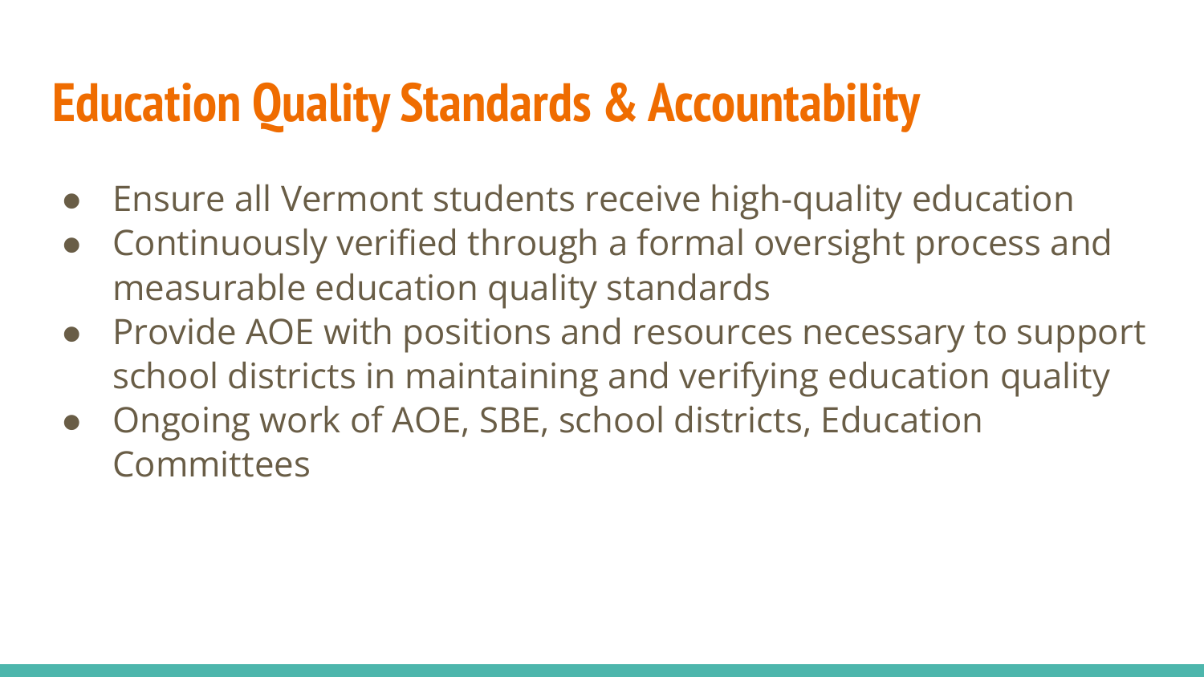# Education Quality Standards & Accountability

- Ensure all Vermont students receive high-quality education
- Continuously verified through a formal oversight process and measurable education quality standards
- Provide AOE with positions and resources necessary to support school districts in maintaining and verifying education quality
- Ongoing work of AOE, SBE, school districts, Education Committees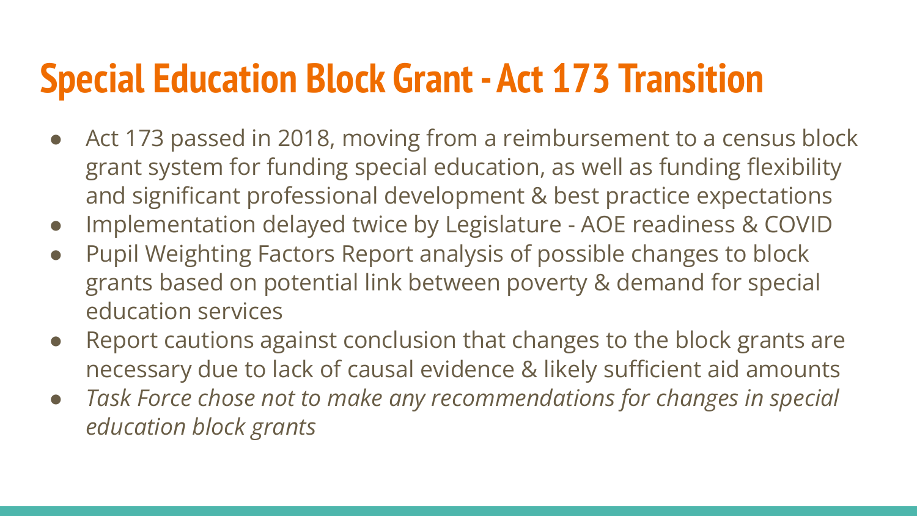# Special Education Block Grant - Act 173 Transition

- Act 173 passed in 2018, moving from a reimbursement to a census block grant system for funding special education, as well as funding flexibility and significant professional development & best practice expectations
- Implementation delayed twice by Legislature - AOE readiness & COVID
- Pupil Weighting Factors Report analysis of possible changes to block grants based on potential link between poverty & demand for special education services
- Report cautions against conclusion that changes to the block grants are necessary due to lack of causal evidence & likely sufficient aid amounts
- *Task Force chose not to make any recommendations for changes in special education block grants*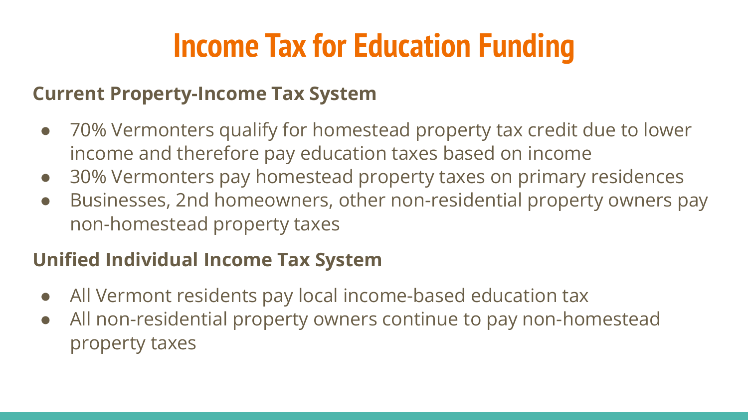# Income Tax for Education Funding

**Current Property-Income Tax System**

- 70% Vermonters qualify for homestead property tax credit due to lower income and therefore pay education taxes based on income
- 30% Vermonters pay homestead property taxes on primary residences
- Businesses, 2nd homeowners, other non-residential property owners pay non-homestead property taxes

**Unified Individual Income Tax System**

- All Vermont residents pay local income-based education tax
- All non-residential property owners continue to pay non-homestead property taxes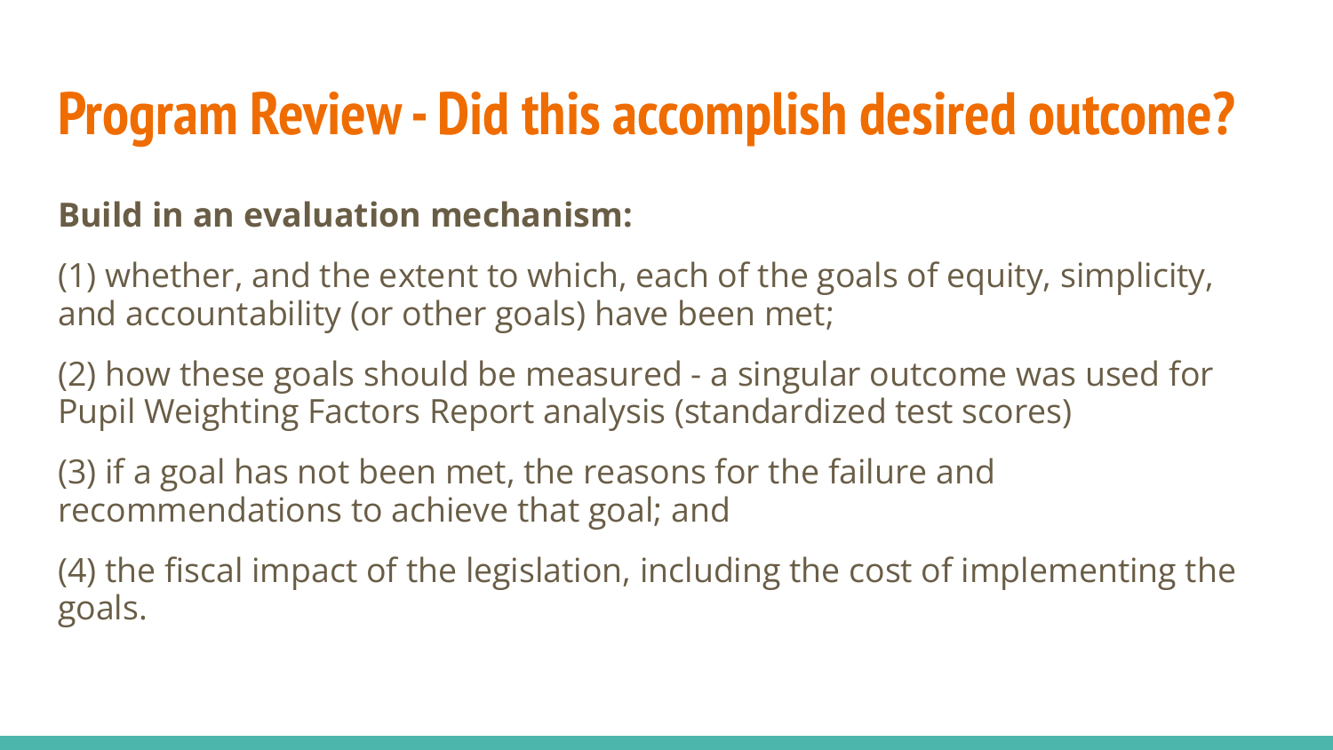# Program Review - Did this accomplish desired outcome?

**Build in an evaluation mechanism:**

(1) whether, and the extent to which, each of the goals of equity, simplicity, and accountability (or other goals) have been met;

(2) how these goals should be measured - a singular outcome was used for Pupil Weighting Factors Report analysis (standardized test scores)

(3) if a goal has not been met, the reasons for the failure and recommendations to achieve that goal; and

(4) the fiscal impact of the legislation, including the cost of implementing the goals.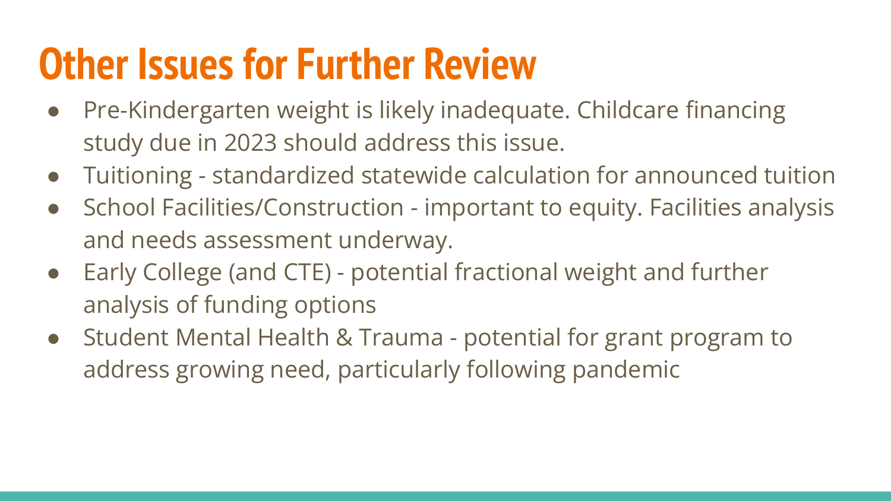# Other Issues for Further Review

- Pre-Kindergarten weight is likely inadequate. Childcare financing study due in 2023 should address this issue.
- Tuitioning - standardized statewide calculation for announced tuition
- School Facilities/Construction - important to equity. Facilities analysis and needs assessment underway.
- Early College (and CTE) - potential fractional weight and further analysis of funding options
- Student Mental Health & Trauma - potential for grant program to address growing need, particularly following pandemic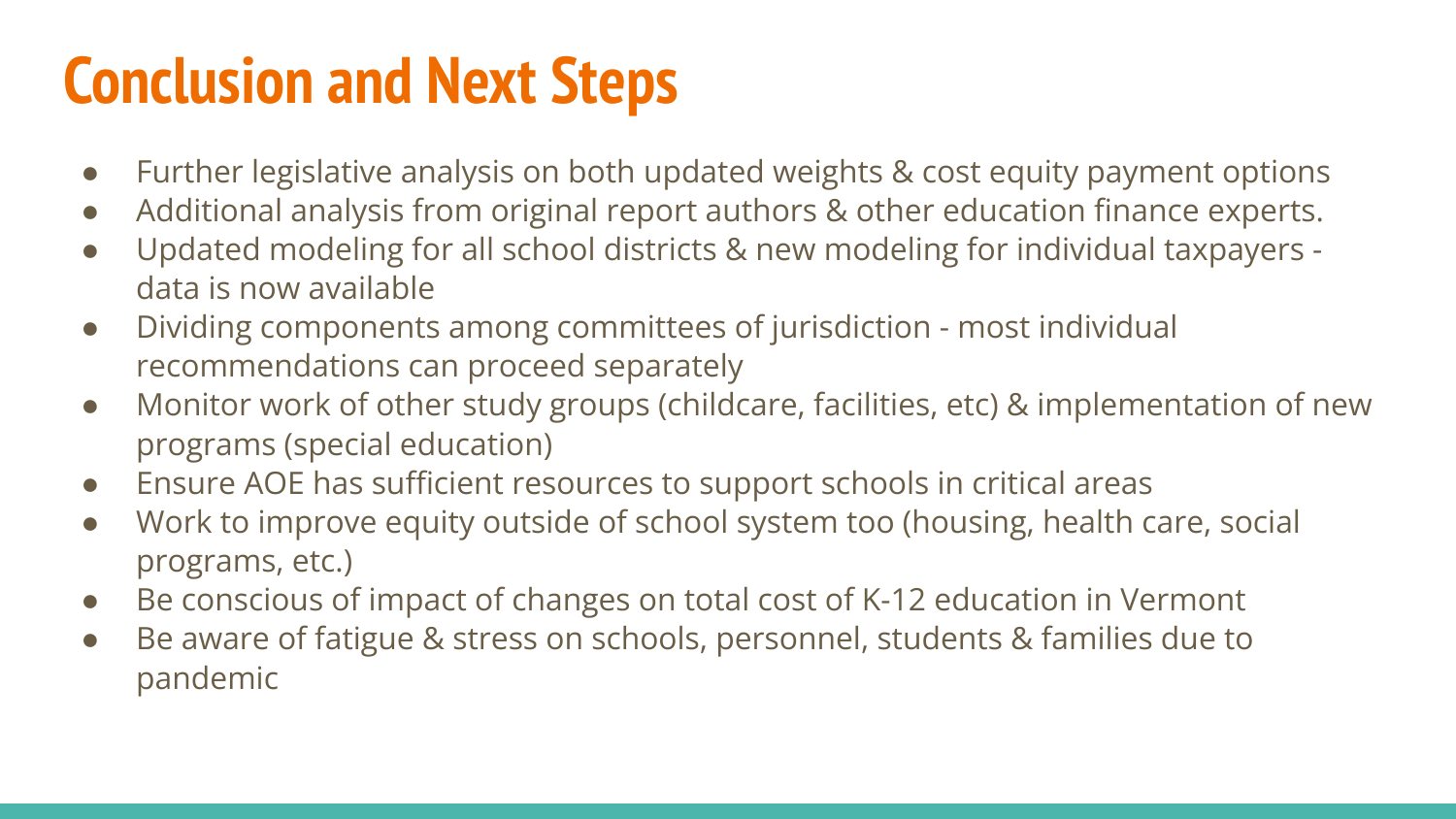# Conclusion and Next Steps

- Further legislative analysis on both updated weights & cost equity payment options
- Additional analysis from original report authors & other education finance experts.
- Updated modeling for all school districts & new modeling for individual taxpayers - data is now available
- Dividing components among committees of jurisdiction - most individual recommendations can proceed separately
- Monitor work of other study groups (childcare, facilities, etc) & implementation of new programs (special education)
- Ensure AOE has sufficient resources to support schools in critical areas
- Work to improve equity outside of school system too (housing, health care, social programs, etc.)
- Be conscious of impact of changes on total cost of K-12 education in Vermont
- Be aware of fatigue & stress on schools, personnel, students & families due to pandemic